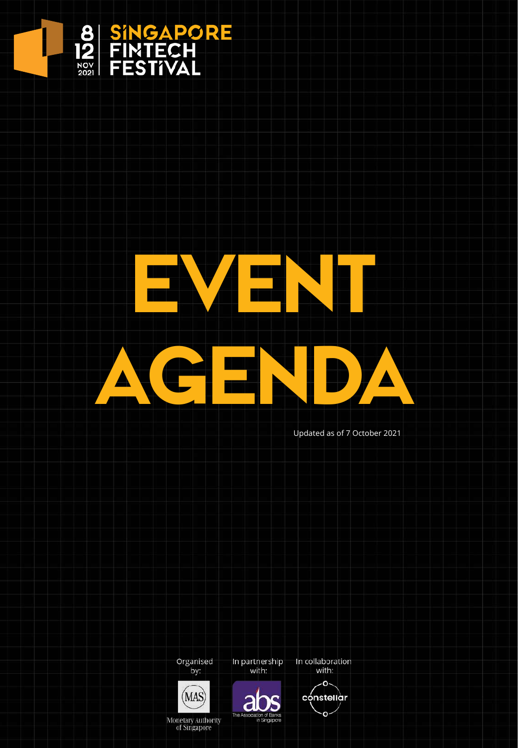8 12 NOV 2021 | SINGAPORE FINTECH FESTIVAL

# EVENT AGENDA

Updated as of 7 October 2021

Organised by: Monetary Authority of Singapore

In partnership with: The Association of Banks in Singapore

In collaboration with: constellar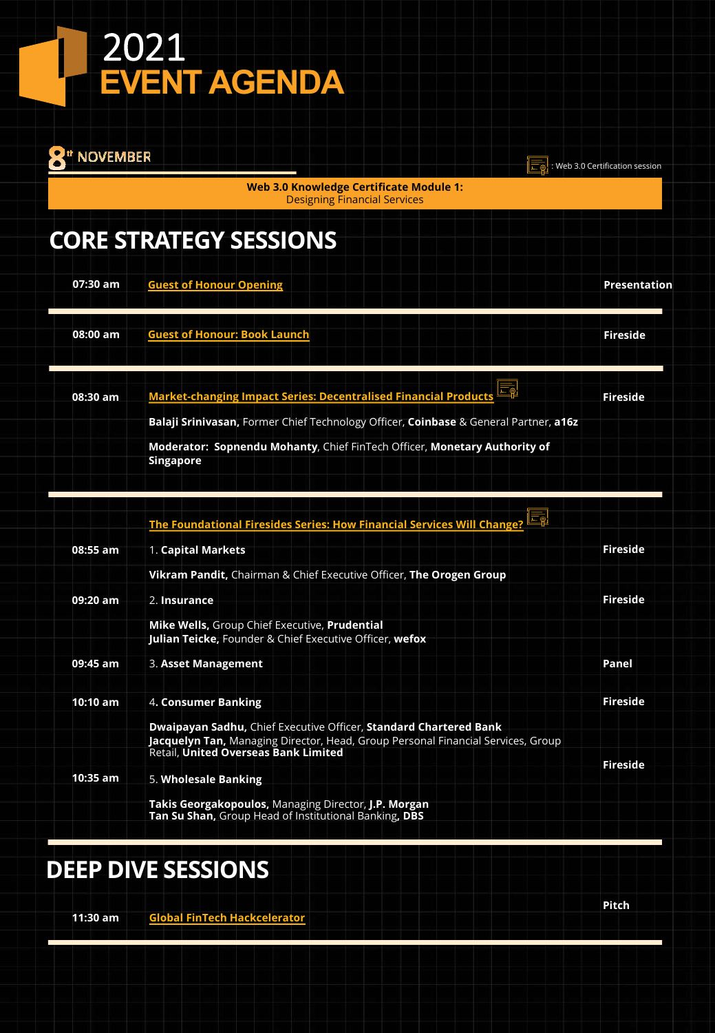# 2021 EVENT AGENDA

## 8th NOVEMBER

[Certificate icon]: Web 3.0 Certification session

**Web 3.0 Knowledge Certificate Module 1:**
Designing Financial Services

## CORE STRATEGY SESSIONS

**07:30 am** — Guest of Honour Opening — **Presentation**

**08:00 am** — Guest of Honour: Book Launch — **Fireside**

**08:30 am** — Market-changing Impact Series: Decentralised Financial Products [Web 3.0 Certification session] — **Fireside**

**Balaji Srinivasan,** Former Chief Technology Officer, **Coinbase** & General Partner, **a16z**

**Moderator: Sopnendu Mohanty**, Chief FinTech Officer, **Monetary Authority of Singapore**

The Foundational Firesides Series: How Financial Services Will Change? [Web 3.0 Certification session]

**08:55 am** — 1. **Capital Markets** — **Fireside**

**Vikram Pandit,** Chairman & Chief Executive Officer, **The Orogen Group**

**09:20 am** — 2. **Insurance** — **Fireside**

**Mike Wells,** Group Chief Executive, **Prudential**
**Julian Teicke,** Founder & Chief Executive Officer, **wefox**

**09:45 am** — 3. **Asset Management** — **Panel**

**10:10 am** — 4. **Consumer Banking** — **Fireside**

**Dwaipayan Sadhu,** Chief Executive Officer, **Standard Chartered Bank**
**Jacquelyn Tan,** Managing Director, Head, Group Personal Financial Services, Group Retail, **United Overseas Bank Limited**

**10:35 am** — 5. **Wholesale Banking** — **Fireside**

**Takis Georgakopoulos,** Managing Director, **J.P. Morgan**
**Tan Su Shan,** Group Head of Institutional Banking, **DBS**

## DEEP DIVE SESSIONS

**11:30 am** — Global FinTech Hackcelerator — **Pitch**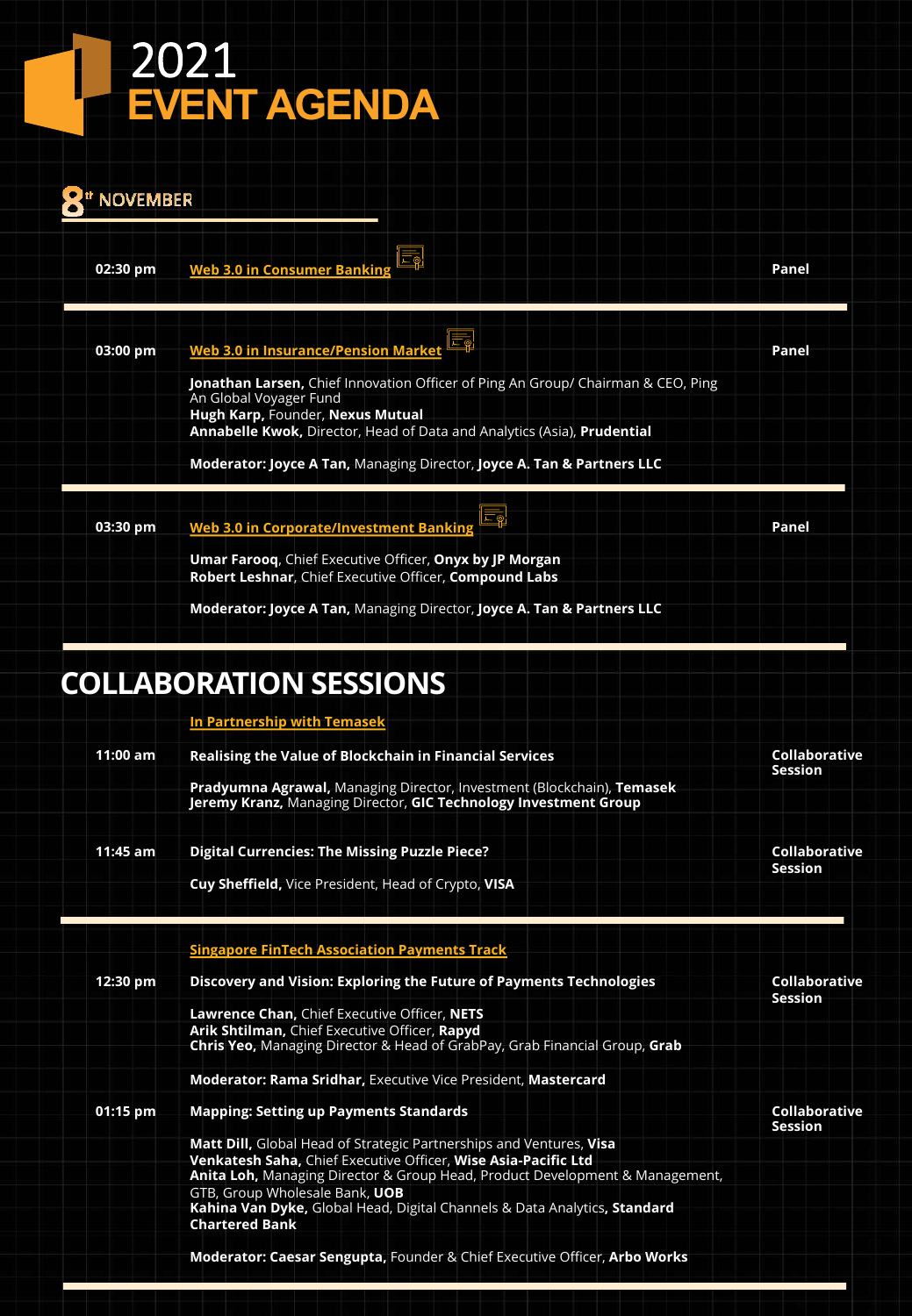# 2021 EVENT AGENDA

## 8th NOVEMBER

**02:30 pm** — **Web 3.0 in Consumer Banking** — **Panel**

**03:00 pm** — **Web 3.0 in Insurance/Pension Market** — **Panel**

**Jonathan Larsen,** Chief Innovation Officer of Ping An Group/ Chairman & CEO, Ping An Global Voyager Fund
**Hugh Karp,** Founder, **Nexus Mutual**
**Annabelle Kwok,** Director, Head of Data and Analytics (Asia), **Prudential**

**Moderator: Joyce A Tan,** Managing Director, **Joyce A. Tan & Partners LLC**

**03:30 pm** — **Web 3.0 in Corporate/Investment Banking** — **Panel**

**Umar Farooq**, Chief Executive Officer, **Onyx by JP Morgan**
**Robert Leshnar**, Chief Executive Officer, **Compound Labs**

**Moderator: Joyce A Tan,** Managing Director, **Joyce A. Tan & Partners LLC**

## COLLABORATION SESSIONS

**In Partnership with Temasek**

**11:00 am** — **Realising the Value of Blockchain in Financial Services** — **Collaborative Session**

**Pradyumna Agrawal,** Managing Director, Investment (Blockchain), **Temasek**
**Jeremy Kranz,** Managing Director, **GIC Technology Investment Group**

**11:45 am** — **Digital Currencies: The Missing Puzzle Piece?** — **Collaborative Session**

**Cuy Sheffield,** Vice President, Head of Crypto, **VISA**

**Singapore FinTech Association Payments Track**

**12:30 pm** — **Discovery and Vision: Exploring the Future of Payments Technologies** — **Collaborative Session**

**Lawrence Chan,** Chief Executive Officer, **NETS**
**Arik Shtilman,** Chief Executive Officer, **Rapyd**
**Chris Yeo,** Managing Director & Head of GrabPay, Grab Financial Group, **Grab**

**Moderator: Rama Sridhar,** Executive Vice President, **Mastercard**

**01:15 pm** — **Mapping: Setting up Payments Standards** — **Collaborative Session**

**Matt Dill,** Global Head of Strategic Partnerships and Ventures, **Visa**
**Venkatesh Saha,** Chief Executive Officer, **Wise Asia-Pacific Ltd**
**Anita Loh,** Managing Director & Group Head, Product Development & Management, GTB, Group Wholesale Bank, **UOB**
**Kahina Van Dyke,** Global Head, Digital Channels & Data Analytics**, Standard Chartered Bank**

**Moderator: Caesar Sengupta,** Founder & Chief Executive Officer, **Arbo Works**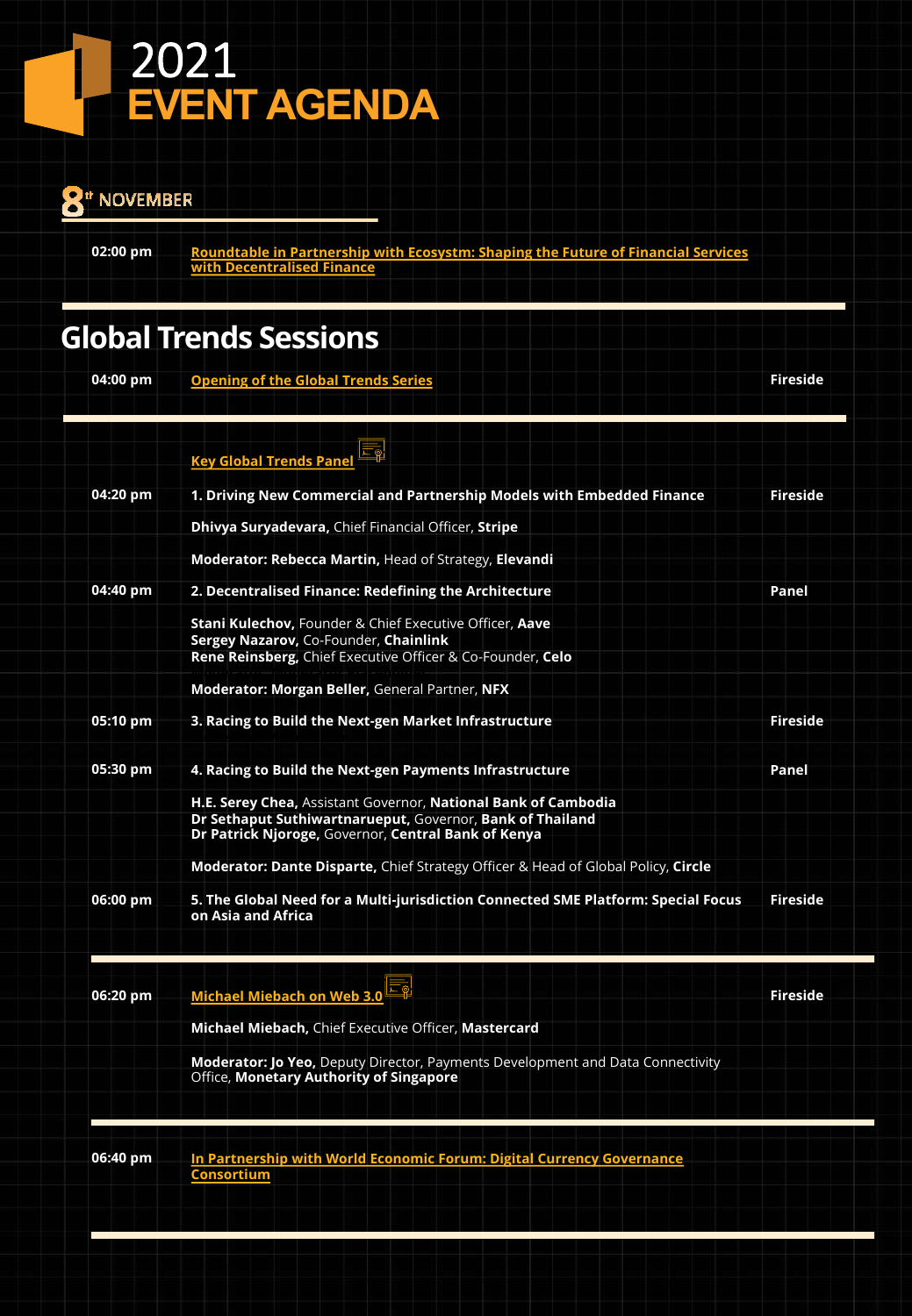# 2021 EVENT AGENDA

## 8th NOVEMBER

**02:00 pm** — **Roundtable in Partnership with Ecosystm: Shaping the Future of Financial Services with Decentralised Finance**

## Global Trends Sessions

**04:00 pm** — **Opening of the Global Trends Series** — **Fireside**

---

**Key Global Trends Panel**

**04:20 pm** — **1. Driving New Commercial and Partnership Models with Embedded Finance** — **Fireside**

**Dhivya Suryadevara,** Chief Financial Officer, **Stripe**

**Moderator: Rebecca Martin,** Head of Strategy, **Elevandi**

**04:40 pm** — **2. Decentralised Finance: Redefining the Architecture** — **Panel**

**Stani Kulechov,** Founder & Chief Executive Officer, **Aave**
**Sergey Nazarov,** Co-Founder, **Chainlink**
**Rene Reinsberg,** Chief Executive Officer & Co-Founder, **Celo**

**Moderator: Morgan Beller,** General Partner, **NFX**

**05:10 pm** — **3. Racing to Build the Next-gen Market Infrastructure** — **Fireside**

**05:30 pm** — **4. Racing to Build the Next-gen Payments Infrastructure** — **Panel**

**H.E. Serey Chea,** Assistant Governor, **National Bank of Cambodia**
**Dr Sethaput Suthiwartnarueput,** Governor, **Bank of Thailand**
**Dr Patrick Njoroge,** Governor, **Central Bank of Kenya**

**Moderator: Dante Disparte,** Chief Strategy Officer & Head of Global Policy, **Circle**

**06:00 pm** — **5. The Global Need for a Multi-jurisdiction Connected SME Platform: Special Focus on Asia and Africa** — **Fireside**

---

**06:20 pm** — **Michael Miebach on Web 3.0** — **Fireside**

**Michael Miebach,** Chief Executive Officer, **Mastercard**

**Moderator: Jo Yeo,** Deputy Director, Payments Development and Data Connectivity Office, **Monetary Authority of Singapore**

---

**06:40 pm** — **In Partnership with World Economic Forum: Digital Currency Governance Consortium**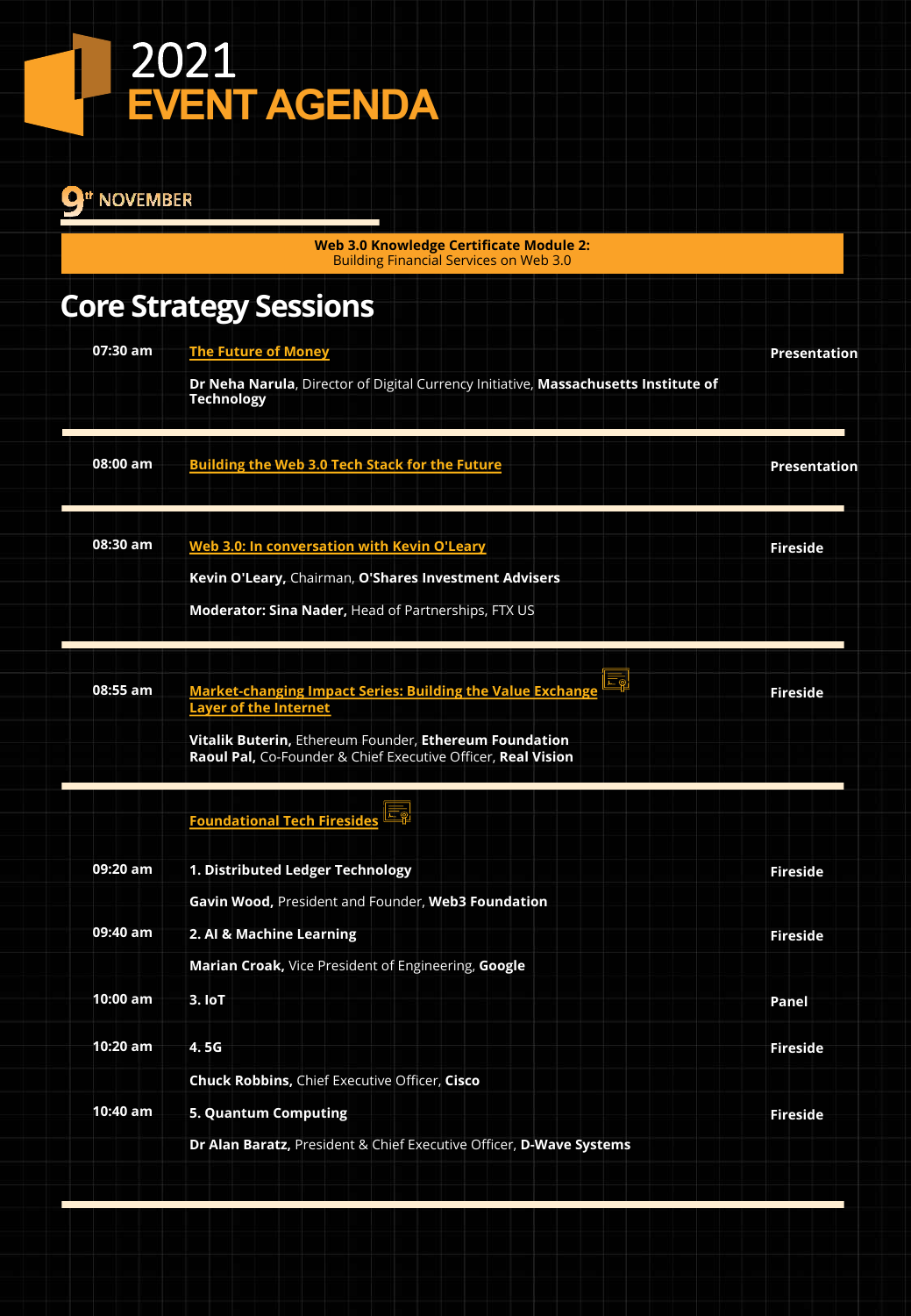# 2021 EVENT AGENDA

## 9th NOVEMBER

**Web 3.0 Knowledge Certificate Module 2:**
Building Financial Services on Web 3.0

## Core Strategy Sessions

| Time | Session | Format |
|---|---|---|
| 07:30 am | **The Future of Money**<br>**Dr Neha Narula**, Director of Digital Currency Initiative, **Massachusetts Institute of Technology** | **Presentation** |
| 08:00 am | **Building the Web 3.0 Tech Stack for the Future** | **Presentation** |
| 08:30 am | **Web 3.0: In conversation with Kevin O'Leary**<br>**Kevin O'Leary,** Chairman, **O'Shares Investment Advisers**<br>**Moderator: Sina Nader,** Head of Partnerships, FTX US | **Fireside** |
| 08:55 am | **Market-changing Impact Series: Building the Value Exchange Layer of the Internet**<br>**Vitalik Buterin,** Ethereum Founder, **Ethereum Foundation**<br>**Raoul Pal,** Co-Founder & Chief Executive Officer, **Real Vision** | **Fireside** |
| | **Foundational Tech Firesides** | |
| 09:20 am | **1. Distributed Ledger Technology**<br>**Gavin Wood,** President and Founder, **Web3 Foundation** | **Fireside** |
| 09:40 am | **2. AI & Machine Learning**<br>**Marian Croak,** Vice President of Engineering, **Google** | **Fireside** |
| 10:00 am | **3. IoT** | **Panel** |
| 10:20 am | **4. 5G**<br>**Chuck Robbins,** Chief Executive Officer, **Cisco** | **Fireside** |
| 10:40 am | **5. Quantum Computing**<br>**Dr Alan Baratz,** President & Chief Executive Officer, **D-Wave Systems** | **Fireside** |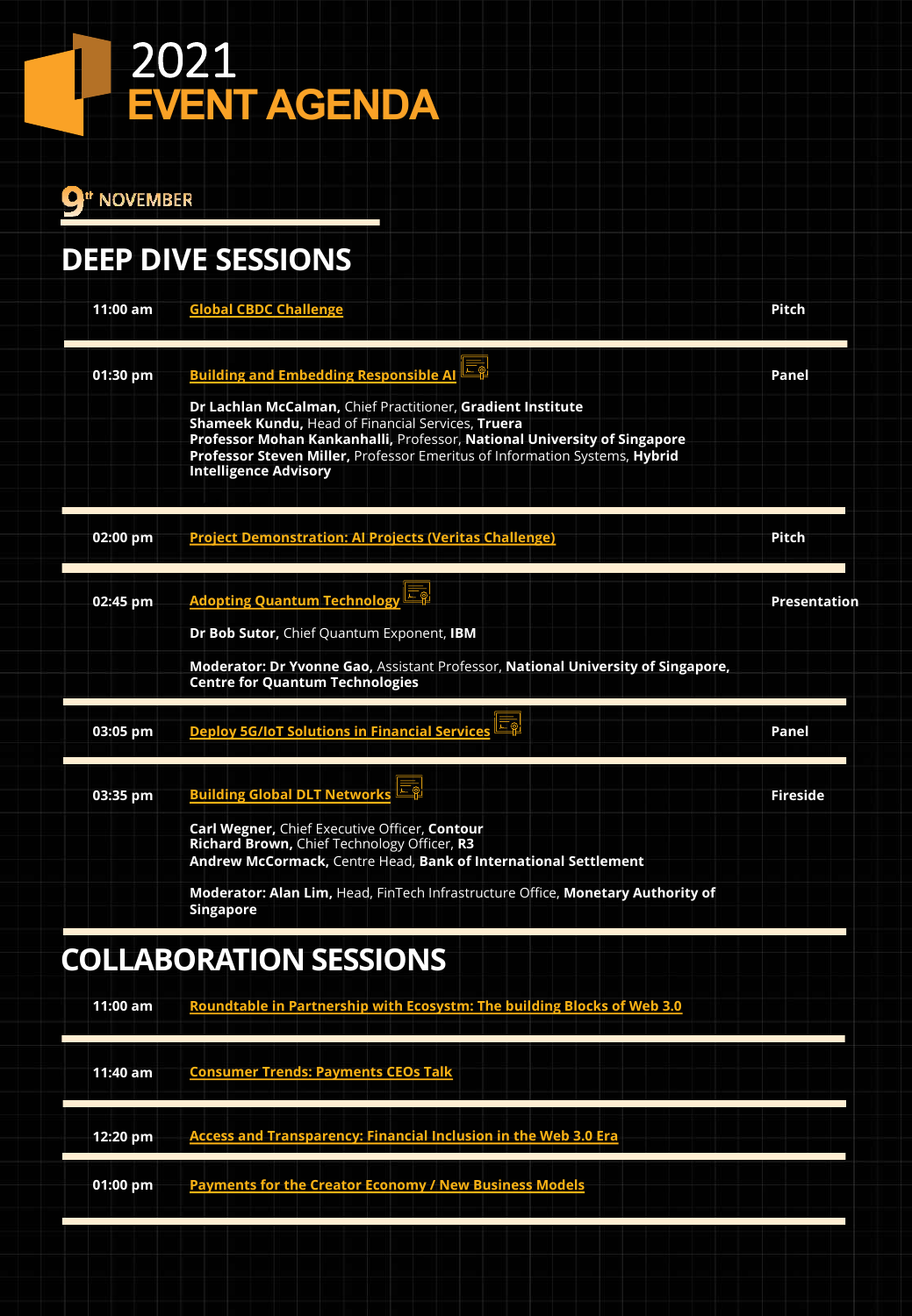# 2021 EVENT AGENDA

## 9th NOVEMBER

## DEEP DIVE SESSIONS

**11:00 am** — Global CBDC Challenge — **Pitch**

---

**01:30 pm** — Building and Embedding Responsible AI — **Panel**

**Dr Lachlan McCalman,** Chief Practitioner, **Gradient Institute**
**Shameek Kundu,** Head of Financial Services, **Truera**
**Professor Mohan Kankanhalli,** Professor, **National University of Singapore**
**Professor Steven Miller,** Professor Emeritus of Information Systems, **Hybrid Intelligence Advisory**

---

**02:00 pm** — Project Demonstration: AI Projects (Veritas Challenge) — **Pitch**

---

**02:45 pm** — Adopting Quantum Technology — **Presentation**

**Dr Bob Sutor,** Chief Quantum Exponent, **IBM**

**Moderator: Dr Yvonne Gao,** Assistant Professor, **National University of Singapore, Centre for Quantum Technologies**

---

**03:05 pm** — Deploy 5G/IoT Solutions in Financial Services — **Panel**

---

**03:35 pm** — Building Global DLT Networks — **Fireside**

**Carl Wegner,** Chief Executive Officer, **Contour**
**Richard Brown,** Chief Technology Officer, **R3**
**Andrew McCormack,** Centre Head, **Bank of International Settlement**

**Moderator: Alan Lim,** Head, FinTech Infrastructure Office, **Monetary Authority of Singapore**

---

## COLLABORATION SESSIONS

**11:00 am** — Roundtable in Partnership with Ecosystm: The building Blocks of Web 3.0

---

**11:40 am** — Consumer Trends: Payments CEOs Talk

---

**12:20 pm** — Access and Transparency: Financial Inclusion in the Web 3.0 Era

---

**01:00 pm** — Payments for the Creator Economy / New Business Models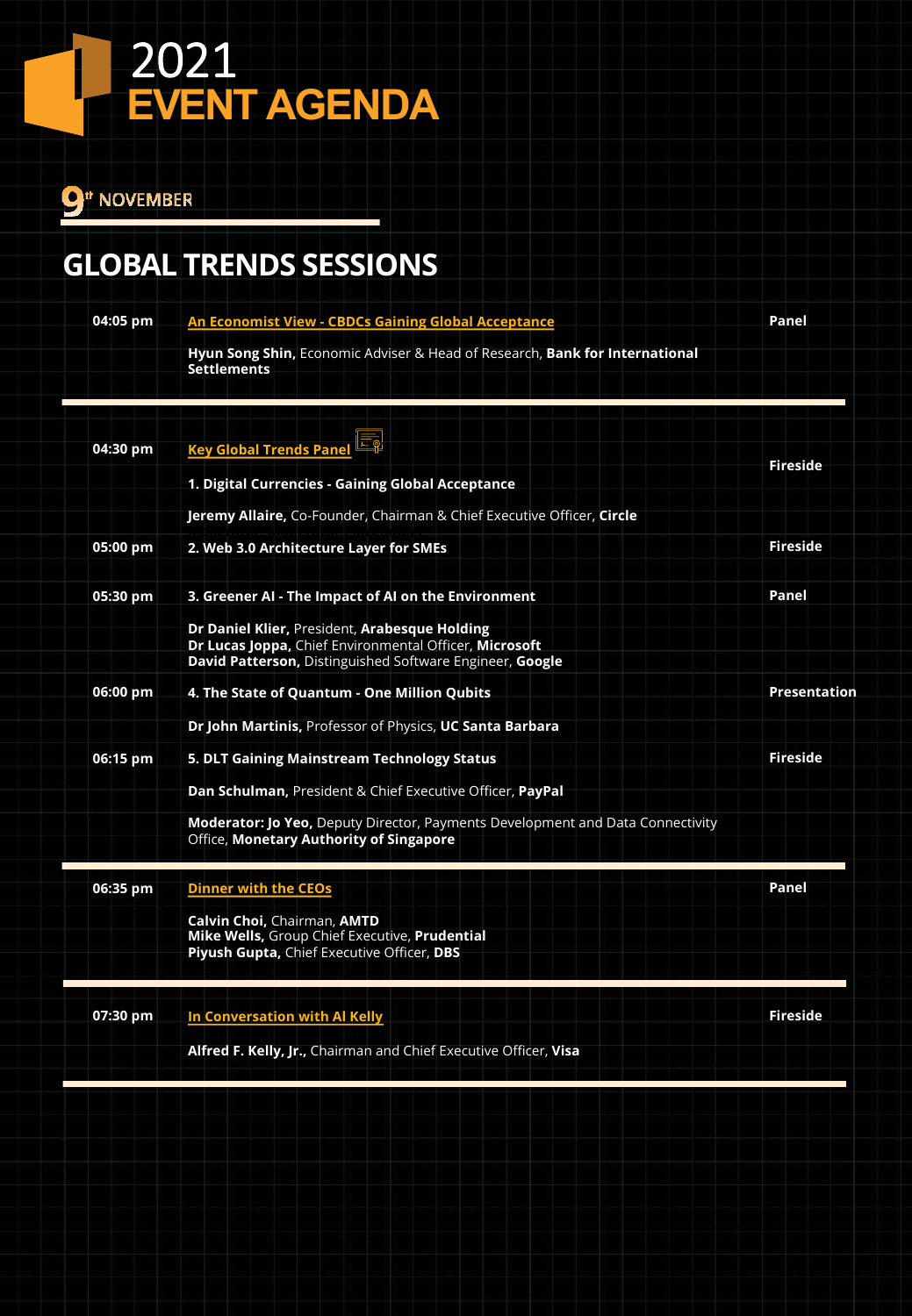# 2021 EVENT AGENDA

## 9th NOVEMBER

## GLOBAL TRENDS SESSIONS

| Time | Session | Format |
|---|---|---|
| 04:05 pm | **An Economist View - CBDCs Gaining Global Acceptance**<br>**Hyun Song Shin,** Economic Adviser & Head of Research, **Bank for International Settlements** | **Panel** |
| 04:30 pm | **Key Global Trends Panel**<br>**1. Digital Currencies - Gaining Global Acceptance**<br>**Jeremy Allaire,** Co-Founder, Chairman & Chief Executive Officer, **Circle** | **Fireside** |
| 05:00 pm | **2. Web 3.0 Architecture Layer for SMEs** | **Fireside** |
| 05:30 pm | **3. Greener AI - The Impact of AI on the Environment**<br>**Dr Daniel Klier,** President, **Arabesque Holding**<br>**Dr Lucas Joppa,** Chief Environmental Officer, **Microsoft**<br>**David Patterson,** Distinguished Software Engineer, **Google** | **Panel** |
| 06:00 pm | **4. The State of Quantum - One Million Qubits**<br>**Dr John Martinis,** Professor of Physics, **UC Santa Barbara** | **Presentation** |
| 06:15 pm | **5. DLT Gaining Mainstream Technology Status**<br>**Dan Schulman,** President & Chief Executive Officer, **PayPal**<br>**Moderator: Jo Yeo,** Deputy Director, Payments Development and Data Connectivity Office, **Monetary Authority of Singapore** | **Fireside** |
| 06:35 pm | **Dinner with the CEOs**<br>**Calvin Choi,** Chairman, **AMTD**<br>**Mike Wells,** Group Chief Executive, **Prudential**<br>**Piyush Gupta,** Chief Executive Officer, **DBS** | **Panel** |
| 07:30 pm | **In Conversation with Al Kelly**<br>**Alfred F. Kelly, Jr.,** Chairman and Chief Executive Officer, **Visa** | **Fireside** |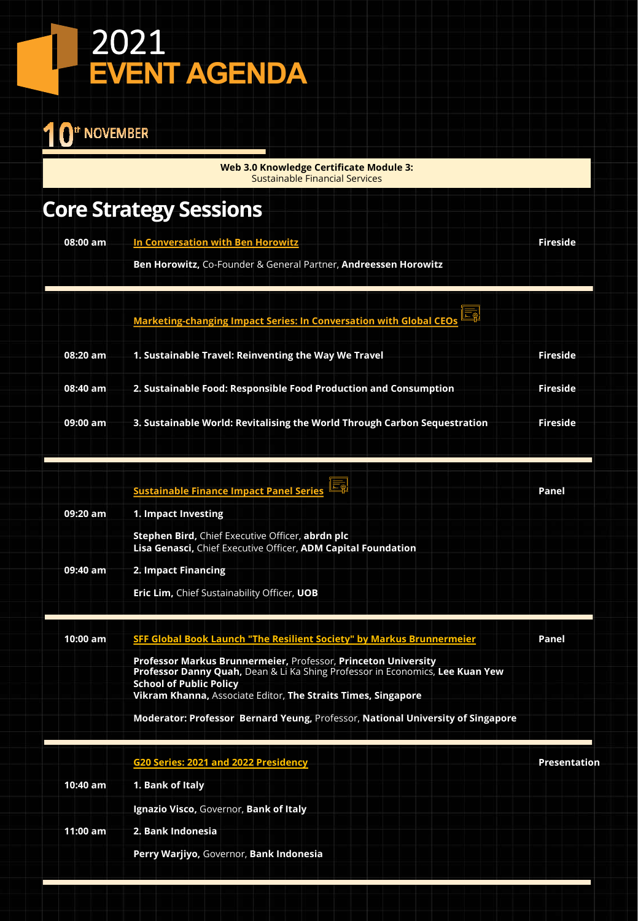# 2021 EVENT AGENDA

## 10th NOVEMBER

**Web 3.0 Knowledge Certificate Module 3:**
Sustainable Financial Services

## Core Strategy Sessions

| Time | Session | Format |
|---|---|---|
| 08:00 am | **In Conversation with Ben Horowitz** | **Fireside** |
| | **Ben Horowitz,** Co-Founder & General Partner, **Andreessen Horowitz** | |
| | **Marketing-changing Impact Series: In Conversation with Global CEOs** | |
| 08:20 am | **1. Sustainable Travel: Reinventing the Way We Travel** | **Fireside** |
| 08:40 am | **2. Sustainable Food: Responsible Food Production and Consumption** | **Fireside** |
| 09:00 am | **3. Sustainable World: Revitalising the World Through Carbon Sequestration** | **Fireside** |
| | **Sustainable Finance Impact Panel Series** | **Panel** |
| 09:20 am | **1. Impact Investing** | |
| | **Stephen Bird,** Chief Executive Officer, **abrdn plc**<br>**Lisa Genasci,** Chief Executive Officer, **ADM Capital Foundation** | |
| 09:40 am | **2. Impact Financing** | |
| | **Eric Lim,** Chief Sustainability Officer, **UOB** | |
| 10:00 am | **SFF Global Book Launch "The Resilient Society" by Markus Brunnermeier** | **Panel** |
| | **Professor Markus Brunnermeier,** Professor, **Princeton University**<br>**Professor Danny Quah,** Dean & Li Ka Shing Professor in Economics, **Lee Kuan Yew School of Public Policy**<br>**Vikram Khanna,** Associate Editor, **The Straits Times, Singapore**<br><br>**Moderator: Professor Bernard Yeung,** Professor, **National University of Singapore** | |
| | **G20 Series: 2021 and 2022 Presidency** | **Presentation** |
| 10:40 am | **1. Bank of Italy** | |
| | **Ignazio Visco,** Governor, **Bank of Italy** | |
| 11:00 am | **2. Bank Indonesia** | |
| | **Perry Warjiyo,** Governor, **Bank Indonesia** | |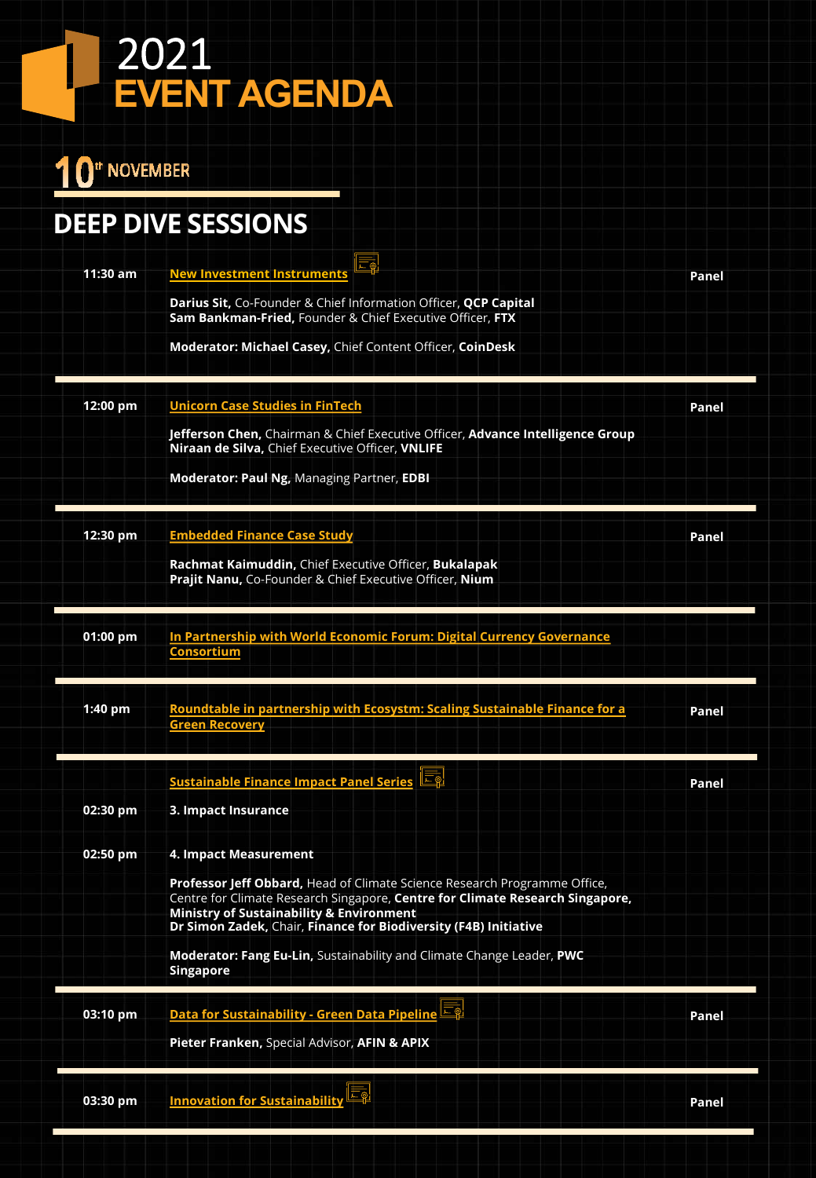# 2021 EVENT AGENDA

## 10th NOVEMBER

## DEEP DIVE SESSIONS

**11:30 am** — New Investment Instruments — **Panel**

**Darius Sit,** Co-Founder & Chief Information Officer, **QCP Capital**
**Sam Bankman-Fried,** Founder & Chief Executive Officer, **FTX**

**Moderator: Michael Casey,** Chief Content Officer, **CoinDesk**

---

**12:00 pm** — Unicorn Case Studies in FinTech — **Panel**

**Jefferson Chen,** Chairman & Chief Executive Officer, **Advance Intelligence Group**
**Niraan de Silva,** Chief Executive Officer, **VNLIFE**

**Moderator: Paul Ng,** Managing Partner, **EDBI**

---

**12:30 pm** — Embedded Finance Case Study — **Panel**

**Rachmat Kaimuddin,** Chief Executive Officer, **Bukalapak**
**Prajit Nanu,** Co-Founder & Chief Executive Officer, **Nium**

---

**01:00 pm** — In Partnership with World Economic Forum: Digital Currency Governance Consortium

---

**1:40 pm** — Roundtable in partnership with Ecosystm: Scaling Sustainable Finance for a Green Recovery — **Panel**

---

Sustainable Finance Impact Panel Series — **Panel**

**02:30 pm** — **3. Impact Insurance**

**02:50 pm** — **4. Impact Measurement**

**Professor Jeff Obbard,** Head of Climate Science Research Programme Office, Centre for Climate Research Singapore, **Centre for Climate Research Singapore, Ministry of Sustainability & Environment**
**Dr Simon Zadek,** Chair, **Finance for Biodiversity (F4B) Initiative**

**Moderator: Fang Eu-Lin,** Sustainability and Climate Change Leader, **PWC Singapore**

---

**03:10 pm** — Data for Sustainability - Green Data Pipeline — **Panel**

**Pieter Franken,** Special Advisor, **AFIN & APIX**

---

**03:30 pm** — Innovation for Sustainability — **Panel**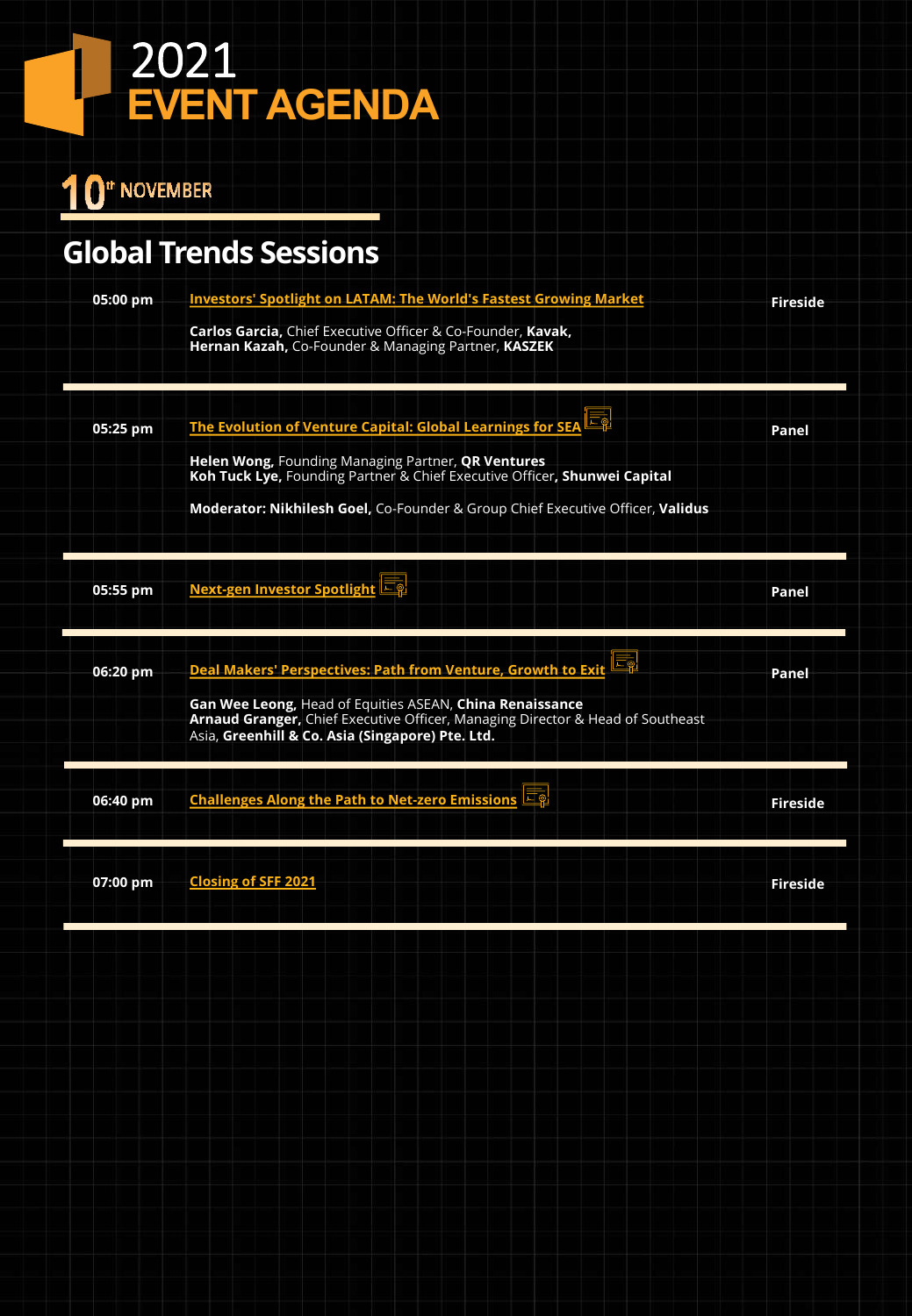# 2021 EVENT AGENDA

## 10th NOVEMBER

## Global Trends Sessions

| | | |
|---|---|---|
| **05:00 pm** | **Investors' Spotlight on LATAM: The World's Fastest Growing Market**<br><br>**Carlos Garcia,** Chief Executive Officer & Co-Founder, **Kavak,**<br>**Hernan Kazah,** Co-Founder & Managing Partner, **KASZEK** | **Fireside** |
| **05:25 pm** | **The Evolution of Venture Capital: Global Learnings for SEA**<br><br>**Helen Wong,** Founding Managing Partner, **QR Ventures**<br>**Koh Tuck Lye,** Founding Partner & Chief Executive Officer**, Shunwei Capital**<br><br>**Moderator: Nikhilesh Goel,** Co-Founder & Group Chief Executive Officer, **Validus** | **Panel** |
| **05:55 pm** | **Next-gen Investor Spotlight** | **Panel** |
| **06:20 pm** | **Deal Makers' Perspectives: Path from Venture, Growth to Exit**<br><br>**Gan Wee Leong,** Head of Equities ASEAN, **China Renaissance**<br>**Arnaud Granger,** Chief Executive Officer, Managing Director & Head of Southeast Asia, **Greenhill & Co. Asia (Singapore) Pte. Ltd.** | **Panel** |
| **06:40 pm** | **Challenges Along the Path to Net-zero Emissions** | **Fireside** |
| **07:00 pm** | **Closing of SFF 2021** | **Fireside** |